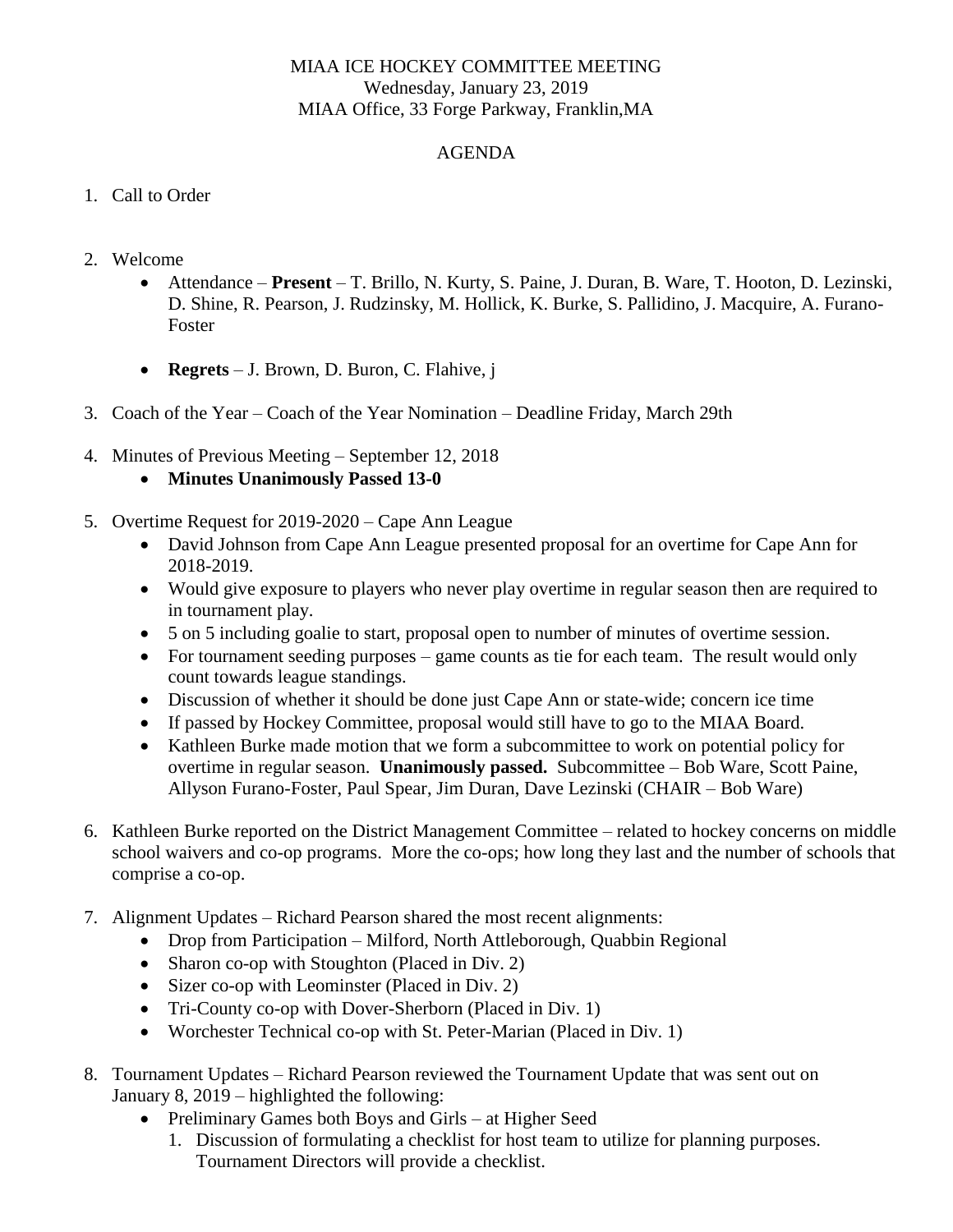MIAA ICE HOCKEY COMMITTEE MEETING
Wednesday, January 23, 2019
MIAA Office, 33 Forge Parkway, Franklin,MA

AGENDA

1. Call to Order

2. Welcome
   - Attendance – **Present** – T. Brillo, N. Kurty, S. Paine, J. Duran, B. Ware, T. Hooton, D. Lezinski, D. Shine, R. Pearson, J. Rudzinsky, M. Hollick, K. Burke, S. Pallidino, J. Macquire, A. Furano-Foster
   - **Regrets** – J. Brown, D. Buron, C. Flahive, j

3. Coach of the Year – Coach of the Year Nomination – Deadline Friday, March 29th

4. Minutes of Previous Meeting – September 12, 2018
   - **Minutes Unanimously Passed 13-0**

5. Overtime Request for 2019-2020 – Cape Ann League
   - David Johnson from Cape Ann League presented proposal for an overtime for Cape Ann for 2018-2019.
   - Would give exposure to players who never play overtime in regular season then are required to in tournament play.
   - 5 on 5 including goalie to start, proposal open to number of minutes of overtime session.
   - For tournament seeding purposes – game counts as tie for each team. The result would only count towards league standings.
   - Discussion of whether it should be done just Cape Ann or state-wide; concern ice time
   - If passed by Hockey Committee, proposal would still have to go to the MIAA Board.
   - Kathleen Burke made motion that we form a subcommittee to work on potential policy for overtime in regular season. **Unanimously passed.** Subcommittee – Bob Ware, Scott Paine, Allyson Furano-Foster, Paul Spear, Jim Duran, Dave Lezinski (CHAIR – Bob Ware)

6. Kathleen Burke reported on the District Management Committee – related to hockey concerns on middle school waivers and co-op programs. More the co-ops; how long they last and the number of schools that comprise a co-op.

7. Alignment Updates – Richard Pearson shared the most recent alignments:
   - Drop from Participation – Milford, North Attleborough, Quabbin Regional
   - Sharon co-op with Stoughton (Placed in Div. 2)
   - Sizer co-op with Leominster (Placed in Div. 2)
   - Tri-County co-op with Dover-Sherborn (Placed in Div. 1)
   - Worchester Technical co-op with St. Peter-Marian (Placed in Div. 1)

8. Tournament Updates – Richard Pearson reviewed the Tournament Update that was sent out on January 8, 2019 – highlighted the following:
   - Preliminary Games both Boys and Girls – at Higher Seed
     1. Discussion of formulating a checklist for host team to utilize for planning purposes. Tournament Directors will provide a checklist.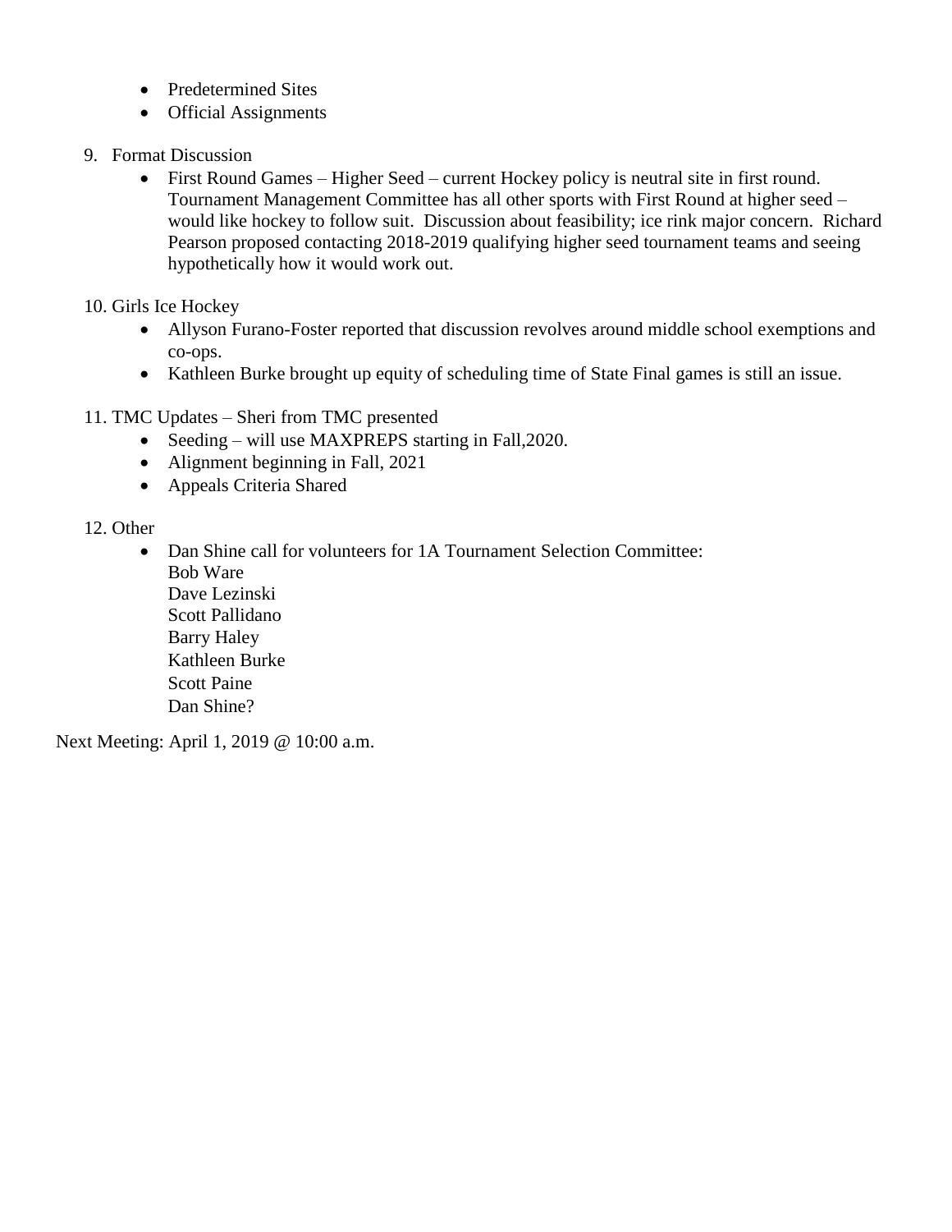- Predetermined Sites
- Official Assignments

9. Format Discussion
    - First Round Games – Higher Seed – current Hockey policy is neutral site in first round. Tournament Management Committee has all other sports with First Round at higher seed – would like hockey to follow suit. Discussion about feasibility; ice rink major concern. Richard Pearson proposed contacting 2018-2019 qualifying higher seed tournament teams and seeing hypothetically how it would work out.

10. Girls Ice Hockey
    - Allyson Furano-Foster reported that discussion revolves around middle school exemptions and co-ops.
    - Kathleen Burke brought up equity of scheduling time of State Final games is still an issue.

11. TMC Updates – Sheri from TMC presented
    - Seeding – will use MAXPREPS starting in Fall,2020.
    - Alignment beginning in Fall, 2021
    - Appeals Criteria Shared

12. Other
    - Dan Shine call for volunteers for 1A Tournament Selection Committee:
      Bob Ware
      Dave Lezinski
      Scott Pallidano
      Barry Haley
      Kathleen Burke
      Scott Paine
      Dan Shine?

Next Meeting: April 1, 2019 @ 10:00 a.m.